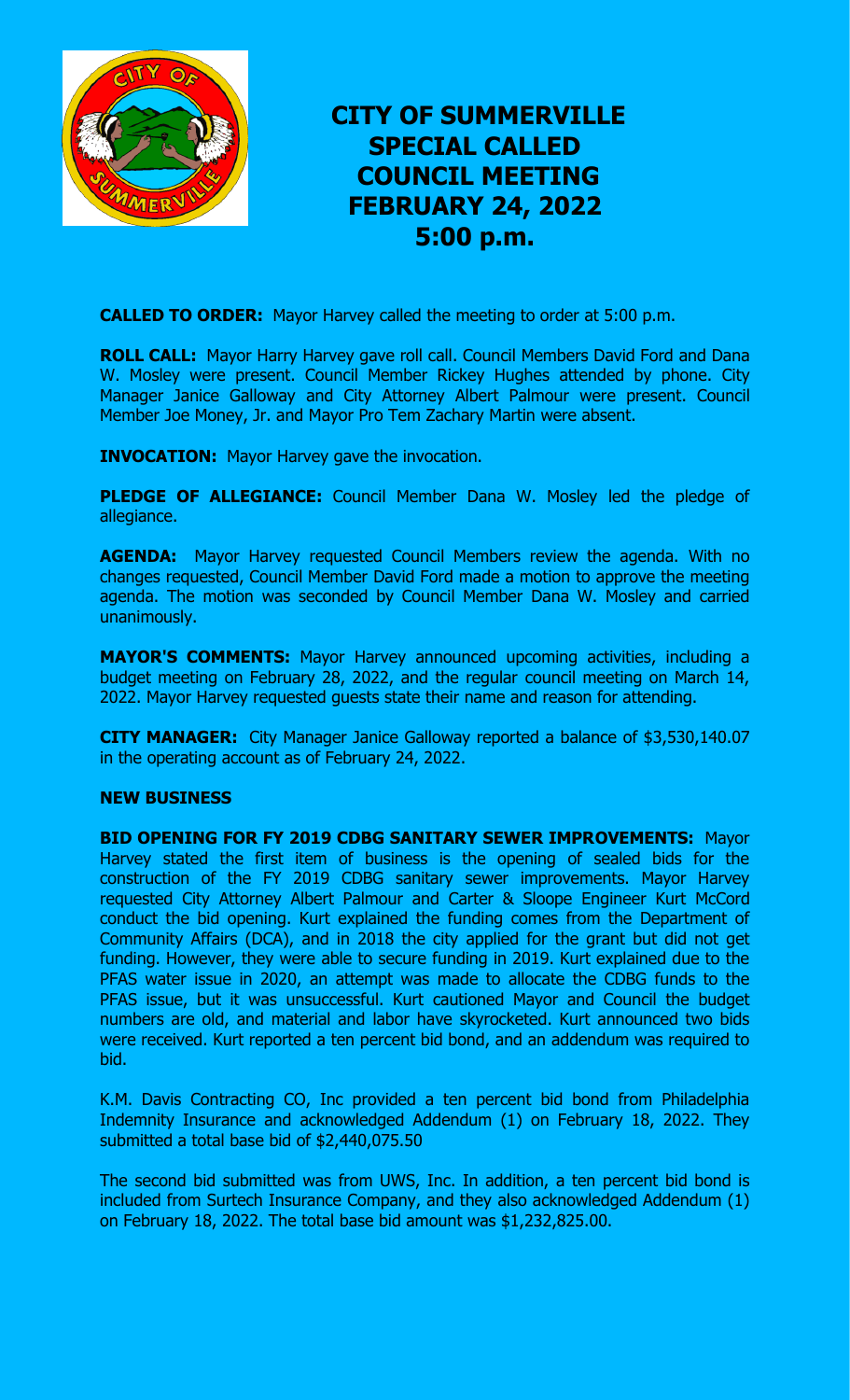# CITY OF SUMMERVILLE SPECIAL CALLED COUNCIL MEETING FEBRUARY 24, 2022 5:00 p.m.

**CALLED TO ORDER:** Mayor Harvey called the meeting to order at 5:00 p.m.

**ROLL CALL:** Mayor Harry Harvey gave roll call. Council Members David Ford and Dana W. Mosley were present. Council Member Rickey Hughes attended by phone. City Manager Janice Galloway and City Attorney Albert Palmour were present. Council Member Joe Money, Jr. and Mayor Pro Tem Zachary Martin were absent.

**INVOCATION:** Mayor Harvey gave the invocation.

**PLEDGE OF ALLEGIANCE:** Council Member Dana W. Mosley led the pledge of allegiance.

**AGENDA:** Mayor Harvey requested Council Members review the agenda. With no changes requested, Council Member David Ford made a motion to approve the meeting agenda. The motion was seconded by Council Member Dana W. Mosley and carried unanimously.

**MAYOR'S COMMENTS:** Mayor Harvey announced upcoming activities, including a budget meeting on February 28, 2022, and the regular council meeting on March 14, 2022. Mayor Harvey requested guests state their name and reason for attending.

**CITY MANAGER:** City Manager Janice Galloway reported a balance of $3,530,140.07 in the operating account as of February 24, 2022.

**NEW BUSINESS**

**BID OPENING FOR FY 2019 CDBG SANITARY SEWER IMPROVEMENTS:** Mayor Harvey stated the first item of business is the opening of sealed bids for the construction of the FY 2019 CDBG sanitary sewer improvements. Mayor Harvey requested City Attorney Albert Palmour and Carter & Sloope Engineer Kurt McCord conduct the bid opening. Kurt explained the funding comes from the Department of Community Affairs (DCA), and in 2018 the city applied for the grant but did not get funding. However, they were able to secure funding in 2019. Kurt explained due to the PFAS water issue in 2020, an attempt was made to allocate the CDBG funds to the PFAS issue, but it was unsuccessful. Kurt cautioned Mayor and Council the budget numbers are old, and material and labor have skyrocketed. Kurt announced two bids were received. Kurt reported a ten percent bid bond, and an addendum was required to bid.

K.M. Davis Contracting CO, Inc provided a ten percent bid bond from Philadelphia Indemnity Insurance and acknowledged Addendum (1) on February 18, 2022. They submitted a total base bid of $2,440,075.50

The second bid submitted was from UWS, Inc. In addition, a ten percent bid bond is included from Surtech Insurance Company, and they also acknowledged Addendum (1) on February 18, 2022. The total base bid amount was $1,232,825.00.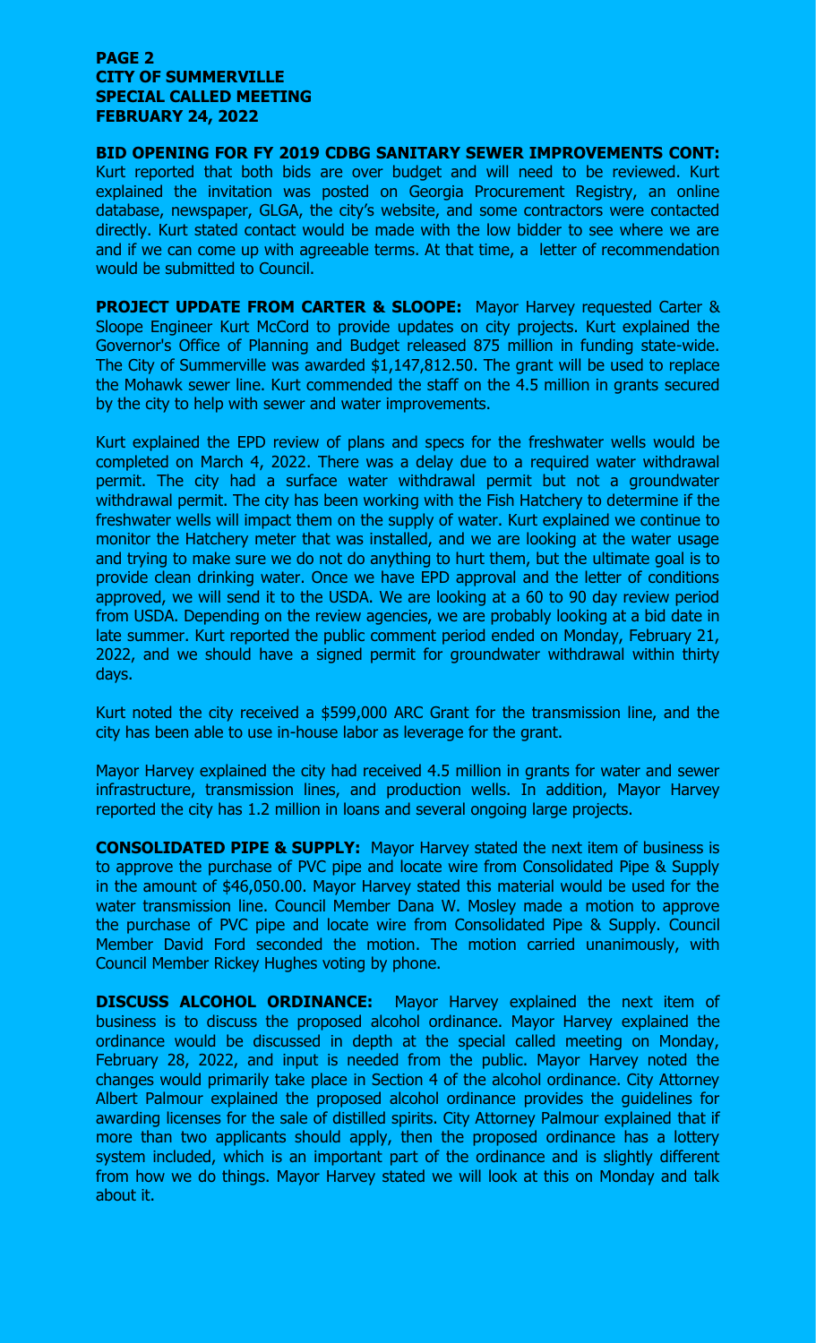**BID OPENING FOR FY 2019 CDBG SANITARY SEWER IMPROVEMENTS CONT:** Kurt reported that both bids are over budget and will need to be reviewed. Kurt explained the invitation was posted on Georgia Procurement Registry, an online database, newspaper, GLGA, the city's website, and some contractors were contacted directly. Kurt stated contact would be made with the low bidder to see where we are and if we can come up with agreeable terms. At that time, a letter of recommendation would be submitted to Council.

**PROJECT UPDATE FROM CARTER & SLOOPE:** Mayor Harvey requested Carter & Sloope Engineer Kurt McCord to provide updates on city projects. Kurt explained the Governor's Office of Planning and Budget released 875 million in funding state-wide. The City of Summerville was awarded $1,147,812.50. The grant will be used to replace the Mohawk sewer line. Kurt commended the staff on the 4.5 million in grants secured by the city to help with sewer and water improvements.

Kurt explained the EPD review of plans and specs for the freshwater wells would be completed on March 4, 2022. There was a delay due to a required water withdrawal permit. The city had a surface water withdrawal permit but not a groundwater withdrawal permit. The city has been working with the Fish Hatchery to determine if the freshwater wells will impact them on the supply of water. Kurt explained we continue to monitor the Hatchery meter that was installed, and we are looking at the water usage and trying to make sure we do not do anything to hurt them, but the ultimate goal is to provide clean drinking water. Once we have EPD approval and the letter of conditions approved, we will send it to the USDA. We are looking at a 60 to 90 day review period from USDA. Depending on the review agencies, we are probably looking at a bid date in late summer. Kurt reported the public comment period ended on Monday, February 21, 2022, and we should have a signed permit for groundwater withdrawal within thirty days.

Kurt noted the city received a $599,000 ARC Grant for the transmission line, and the city has been able to use in-house labor as leverage for the grant.

Mayor Harvey explained the city had received 4.5 million in grants for water and sewer infrastructure, transmission lines, and production wells. In addition, Mayor Harvey reported the city has 1.2 million in loans and several ongoing large projects.

**CONSOLIDATED PIPE & SUPPLY:** Mayor Harvey stated the next item of business is to approve the purchase of PVC pipe and locate wire from Consolidated Pipe & Supply in the amount of $46,050.00. Mayor Harvey stated this material would be used for the water transmission line. Council Member Dana W. Mosley made a motion to approve the purchase of PVC pipe and locate wire from Consolidated Pipe & Supply. Council Member David Ford seconded the motion. The motion carried unanimously, with Council Member Rickey Hughes voting by phone.

**DISCUSS ALCOHOL ORDINANCE:** Mayor Harvey explained the next item of business is to discuss the proposed alcohol ordinance. Mayor Harvey explained the ordinance would be discussed in depth at the special called meeting on Monday, February 28, 2022, and input is needed from the public. Mayor Harvey noted the changes would primarily take place in Section 4 of the alcohol ordinance. City Attorney Albert Palmour explained the proposed alcohol ordinance provides the guidelines for awarding licenses for the sale of distilled spirits. City Attorney Palmour explained that if more than two applicants should apply, then the proposed ordinance has a lottery system included, which is an important part of the ordinance and is slightly different from how we do things. Mayor Harvey stated we will look at this on Monday and talk about it.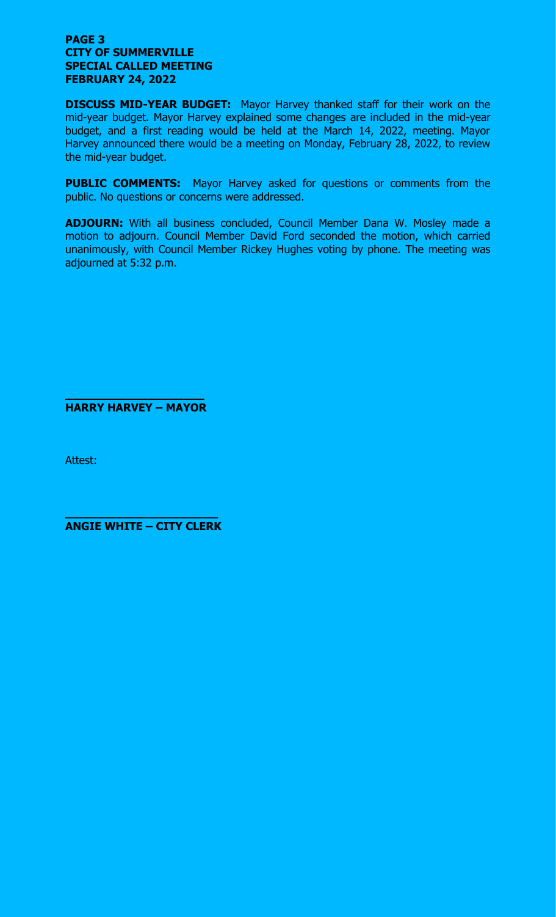**DISCUSS MID-YEAR BUDGET:** Mayor Harvey thanked staff for their work on the mid-year budget. Mayor Harvey explained some changes are included in the mid-year budget, and a first reading would be held at the March 14, 2022, meeting. Mayor Harvey announced there would be a meeting on Monday, February 28, 2022, to review the mid-year budget.

**PUBLIC COMMENTS:** Mayor Harvey asked for questions or comments from the public. No questions or concerns were addressed.

**ADJOURN:** With all business concluded, Council Member Dana W. Mosley made a motion to adjourn. Council Member David Ford seconded the motion, which carried unanimously, with Council Member Rickey Hughes voting by phone. The meeting was adjourned at 5:32 p.m.

______________________

**HARRY HARVEY – MAYOR**

Attest:

______________________

**ANGIE WHITE – CITY CLERK**